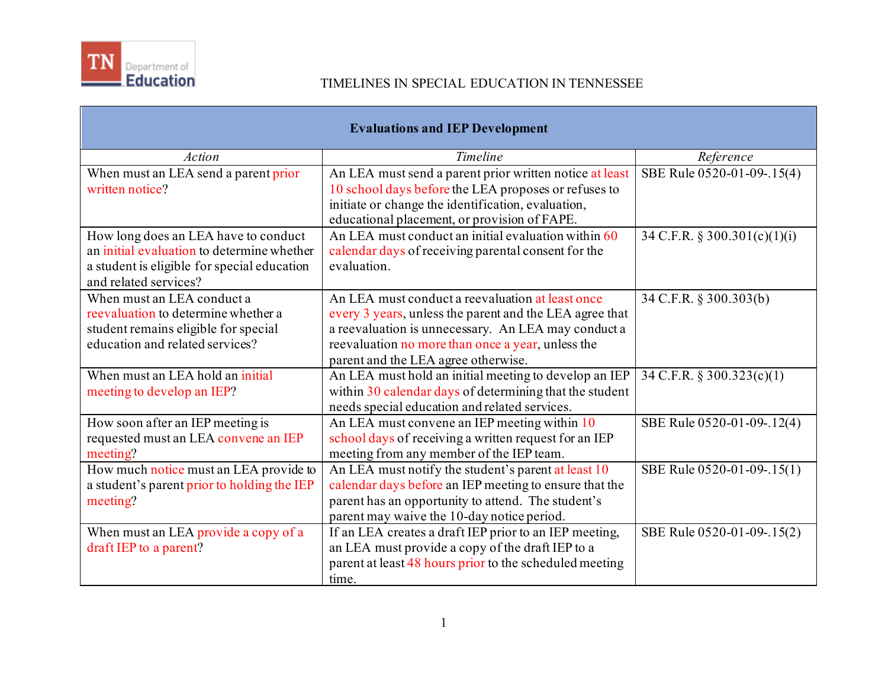# TIMELINES IN SPECIAL EDUCATION IN TENNESSEE

| **Evaluations and IEP Development** | | |
|---|---|---|
| *Action* | *Timeline* | *Reference* |
| When must an LEA send a parent prior written notice? | An LEA must send a parent prior written notice at least 10 school days before the LEA proposes or refuses to initiate or change the identification, evaluation, educational placement, or provision of FAPE. | SBE Rule 0520-01-09-.15(4) |
| How long does an LEA have to conduct an initial evaluation to determine whether a student is eligible for special education and related services? | An LEA must conduct an initial evaluation within 60 calendar days of receiving parental consent for the evaluation. | 34 C.F.R. § 300.301(c)(1)(i) |
| When must an LEA conduct a reevaluation to determine whether a student remains eligible for special education and related services? | An LEA must conduct a reevaluation at least once every 3 years, unless the parent and the LEA agree that a reevaluation is unnecessary. An LEA may conduct a reevaluation no more than once a year, unless the parent and the LEA agree otherwise. | 34 C.F.R. § 300.303(b) |
| When must an LEA hold an initial meeting to develop an IEP? | An LEA must hold an initial meeting to develop an IEP within 30 calendar days of determining that the student needs special education and related services. | 34 C.F.R. § 300.323(c)(1) |
| How soon after an IEP meeting is requested must an LEA convene an IEP meeting? | An LEA must convene an IEP meeting within 10 school days of receiving a written request for an IEP meeting from any member of the IEP team. | SBE Rule 0520-01-09-.12(4) |
| How much notice must an LEA provide to a student's parent prior to holding the IEP meeting? | An LEA must notify the student's parent at least 10 calendar days before an IEP meeting to ensure that the parent has an opportunity to attend. The student's parent may waive the 10-day notice period. | SBE Rule 0520-01-09-.15(1) |
| When must an LEA provide a copy of a draft IEP to a parent? | If an LEA creates a draft IEP prior to an IEP meeting, an LEA must provide a copy of the draft IEP to a parent at least 48 hours prior to the scheduled meeting time. | SBE Rule 0520-01-09-.15(2) |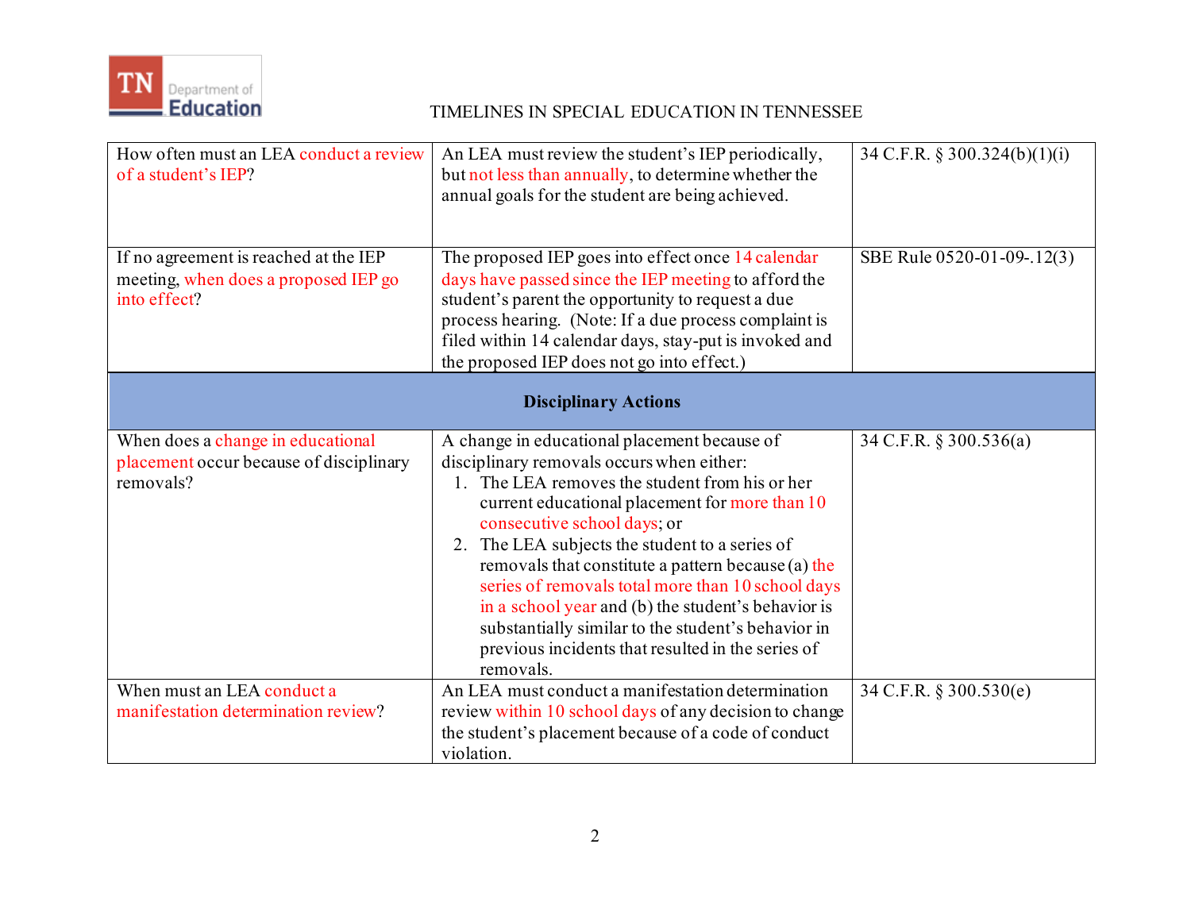| | | |
|---|---|---|
| How often must an LEA conduct a review of a student's IEP? | An LEA must review the student's IEP periodically, but not less than annually, to determine whether the annual goals for the student are being achieved. | 34 C.F.R. § 300.324(b)(1)(i) |
| If no agreement is reached at the IEP meeting, when does a proposed IEP go into effect? | The proposed IEP goes into effect once 14 calendar days have passed since the IEP meeting to afford the student's parent the opportunity to request a due process hearing. (Note: If a due process complaint is filed within 14 calendar days, stay-put is invoked and the proposed IEP does not go into effect.) | SBE Rule 0520-01-09-.12(3) |
| **Disciplinary Actions** | | |
| When does a change in educational placement occur because of disciplinary removals? | A change in educational placement because of disciplinary removals occurs when either:<br>1. The LEA removes the student from his or her current educational placement for more than 10 consecutive school days; or<br>2. The LEA subjects the student to a series of removals that constitute a pattern because (a) the series of removals total more than 10 school days in a school year and (b) the student's behavior is substantially similar to the student's behavior in previous incidents that resulted in the series of removals. | 34 C.F.R. § 300.536(a) |
| When must an LEA conduct a manifestation determination review? | An LEA must conduct a manifestation determination review within 10 school days of any decision to change the student's placement because of a code of conduct violation. | 34 C.F.R. § 300.530(e) |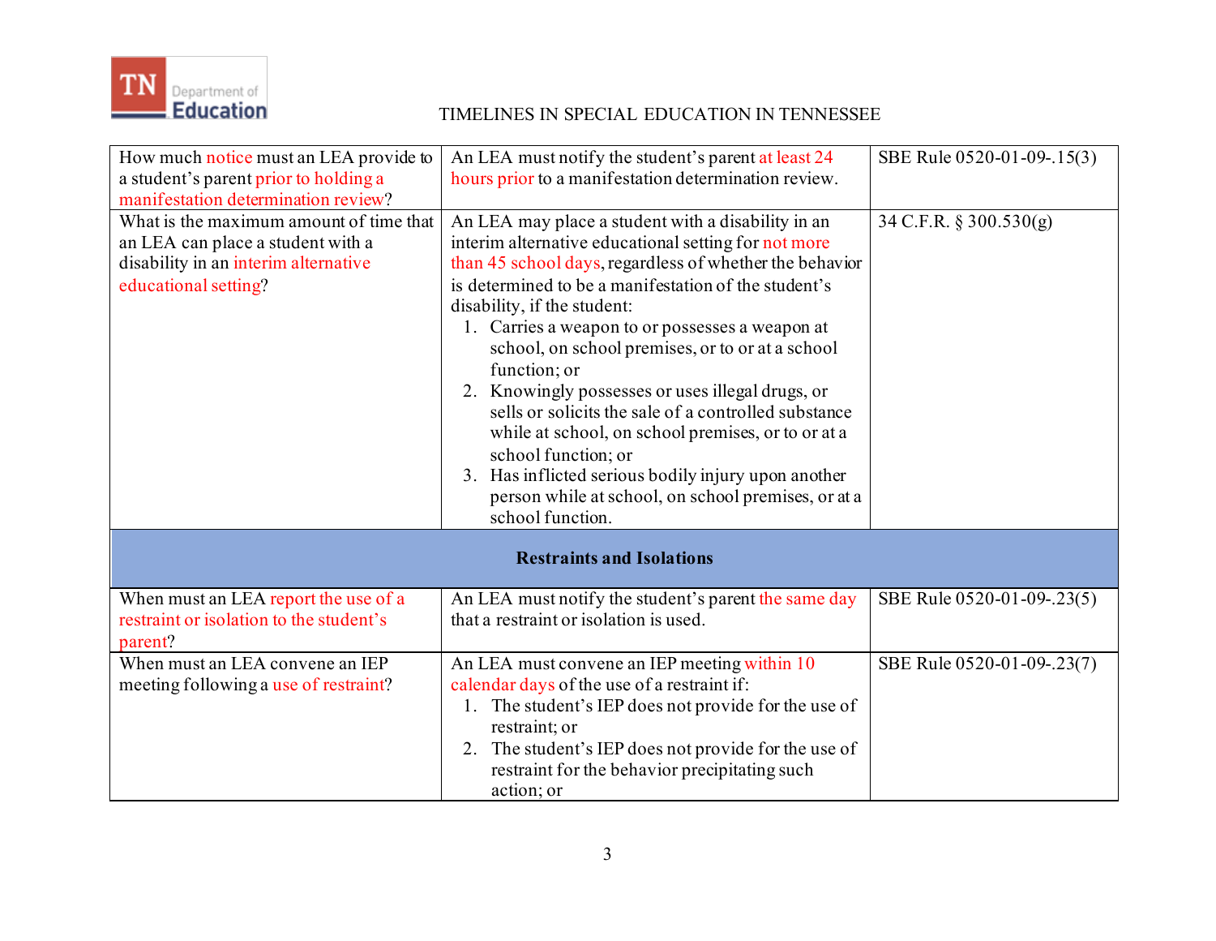| | | |
|---|---|---|
| How much notice must an LEA provide to a student's parent prior to holding a manifestation determination review? | An LEA must notify the student's parent at least 24 hours prior to a manifestation determination review. | SBE Rule 0520-01-09-.15(3) |
| What is the maximum amount of time that an LEA can place a student with a disability in an interim alternative educational setting? | An LEA may place a student with a disability in an interim alternative educational setting for not more than 45 school days, regardless of whether the behavior is determined to be a manifestation of the student's disability, if the student:<br>1. Carries a weapon to or possesses a weapon at school, on school premises, or to or at a school function; or<br>2. Knowingly possesses or uses illegal drugs, or sells or solicits the sale of a controlled substance while at school, on school premises, or to or at a school function; or<br>3. Has inflicted serious bodily injury upon another person while at school, on school premises, or at a school function. | 34 C.F.R. § 300.530(g) |
| **Restraints and Isolations** | | |
| When must an LEA report the use of a restraint or isolation to the student's parent? | An LEA must notify the student's parent the same day that a restraint or isolation is used. | SBE Rule 0520-01-09-.23(5) |
| When must an LEA convene an IEP meeting following a use of restraint? | An LEA must convene an IEP meeting within 10 calendar days of the use of a restraint if:<br>1. The student's IEP does not provide for the use of restraint; or<br>2. The student's IEP does not provide for the use of restraint for the behavior precipitating such action; or | SBE Rule 0520-01-09-.23(7) |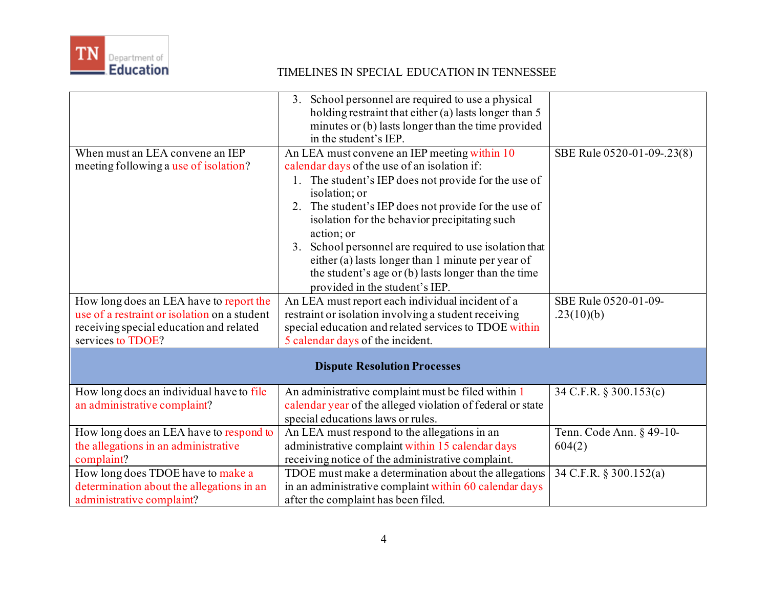| | | |
|---|---|---|
| | 3. School personnel are required to use a physical holding restraint that either (a) lasts longer than 5 minutes or (b) lasts longer than the time provided in the student's IEP. | |
| When must an LEA convene an IEP meeting following a use of isolation? | An LEA must convene an IEP meeting within 10 calendar days of the use of an isolation if:<br>1. The student's IEP does not provide for the use of isolation; or<br>2. The student's IEP does not provide for the use of isolation for the behavior precipitating such action; or<br>3. School personnel are required to use isolation that either (a) lasts longer than 1 minute per year of the student's age or (b) lasts longer than the time provided in the student's IEP. | SBE Rule 0520-01-09-.23(8) |
| How long does an LEA have to report the use of a restraint or isolation on a student receiving special education and related services to TDOE? | An LEA must report each individual incident of a restraint or isolation involving a student receiving special education and related services to TDOE within 5 calendar days of the incident. | SBE Rule 0520-01-09-.23(10)(b) |
| **Dispute Resolution Processes** | | |
| How long does an individual have to file an administrative complaint? | An administrative complaint must be filed within 1 calendar year of the alleged violation of federal or state special educations laws or rules. | 34 C.F.R. § 300.153(c) |
| How long does an LEA have to respond to the allegations in an administrative complaint? | An LEA must respond to the allegations in an administrative complaint within 15 calendar days receiving notice of the administrative complaint. | Tenn. Code Ann. § 49-10-604(2) |
| How long does TDOE have to make a determination about the allegations in an administrative complaint? | TDOE must make a determination about the allegations in an administrative complaint within 60 calendar days after the complaint has been filed. | 34 C.F.R. § 300.152(a) |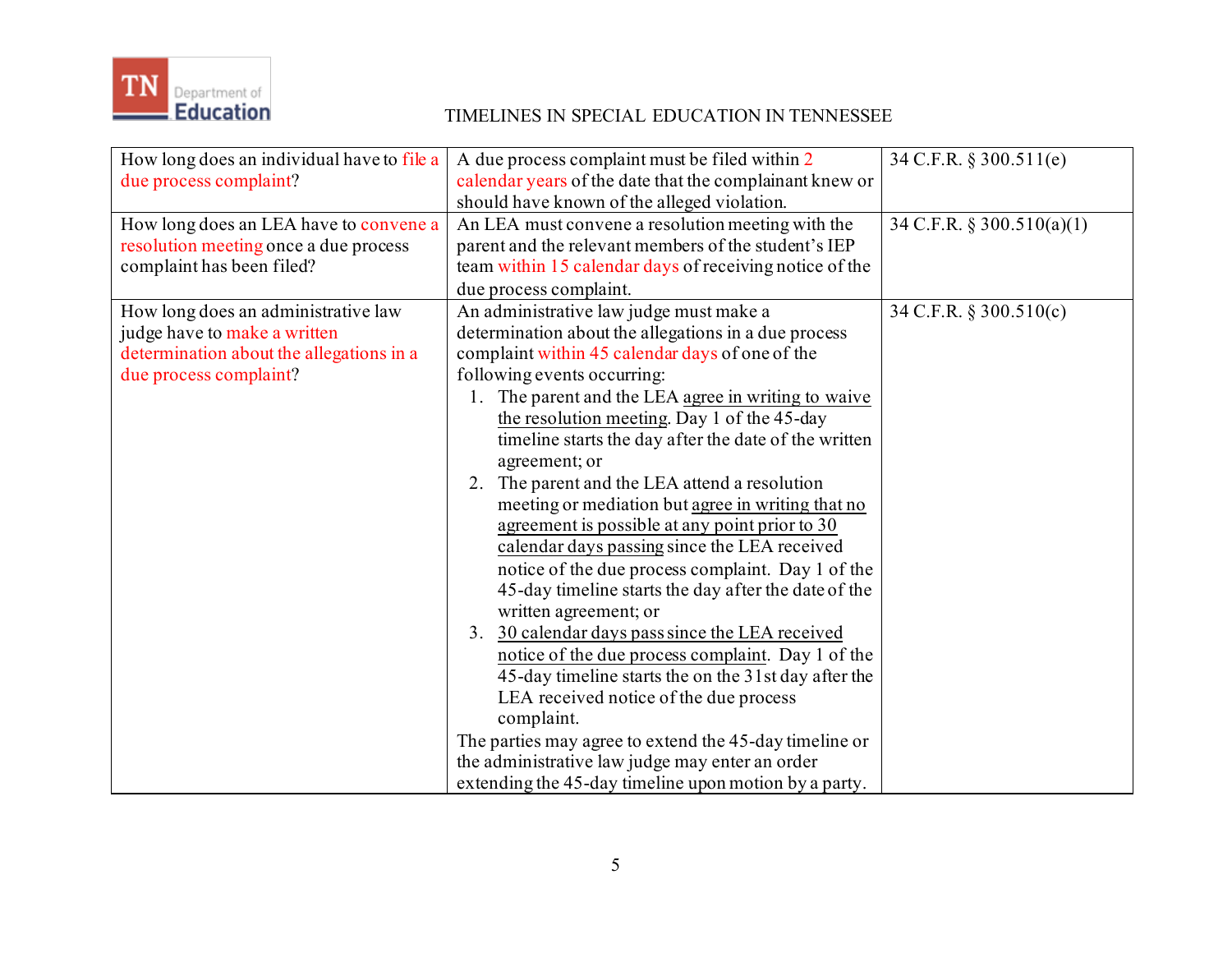| How long does an individual have to file a due process complaint? | A due process complaint must be filed within 2 calendar years of the date that the complainant knew or should have known of the alleged violation. | 34 C.F.R. § 300.511(e) |
|---|---|---|
| How long does an LEA have to convene a resolution meeting once a due process complaint has been filed? | An LEA must convene a resolution meeting with the parent and the relevant members of the student's IEP team within 15 calendar days of receiving notice of the due process complaint. | 34 C.F.R. § 300.510(a)(1) |
| How long does an administrative law judge have to make a written determination about the allegations in a due process complaint? | An administrative law judge must make a determination about the allegations in a due process complaint within 45 calendar days of one of the following events occurring:<br>1. The parent and the LEA agree in writing to waive the resolution meeting. Day 1 of the 45-day timeline starts the day after the date of the written agreement; or<br>2. The parent and the LEA attend a resolution meeting or mediation but agree in writing that no agreement is possible at any point prior to 30 calendar days passing since the LEA received notice of the due process complaint. Day 1 of the 45-day timeline starts the day after the date of the written agreement; or<br>3. 30 calendar days pass since the LEA received notice of the due process complaint. Day 1 of the 45-day timeline starts the on the 31st day after the LEA received notice of the due process complaint.<br>The parties may agree to extend the 45-day timeline or the administrative law judge may enter an order extending the 45-day timeline upon motion by a party. | 34 C.F.R. § 300.510(c) |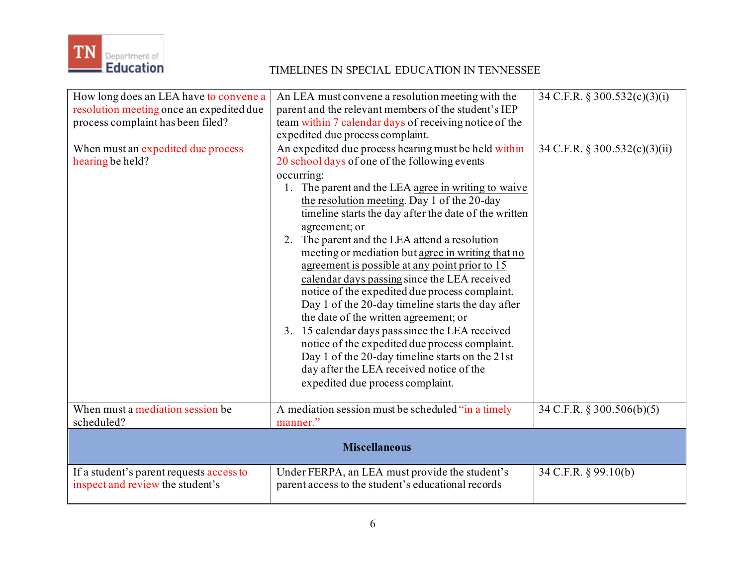| | | |
|---|---|---|
| How long does an LEA have to convene a resolution meeting once an expedited due process complaint has been filed? | An LEA must convene a resolution meeting with the parent and the relevant members of the student's IEP team within 7 calendar days of receiving notice of the expedited due process complaint. | 34 C.F.R. § 300.532(c)(3)(i) |
| When must an expedited due process hearing be held? | An expedited due process hearing must be held within 20 school days of one of the following events occurring:<br>1. The parent and the LEA agree in writing to waive the resolution meeting. Day 1 of the 20-day timeline starts the day after the date of the written agreement; or<br>2. The parent and the LEA attend a resolution meeting or mediation but agree in writing that no agreement is possible at any point prior to 15 calendar days passing since the LEA received notice of the expedited due process complaint. Day 1 of the 20-day timeline starts the day after the date of the written agreement; or<br>3. 15 calendar days pass since the LEA received notice of the expedited due process complaint. Day 1 of the 20-day timeline starts on the 21st day after the LEA received notice of the expedited due process complaint. | 34 C.F.R. § 300.532(c)(3)(ii) |
| When must a mediation session be scheduled? | A mediation session must be scheduled "in a timely manner." | 34 C.F.R. § 300.506(b)(5) |
| **Miscellaneous** | | |
| If a student's parent requests access to inspect and review the student's | Under FERPA, an LEA must provide the student's parent access to the student's educational records | 34 C.F.R. § 99.10(b) |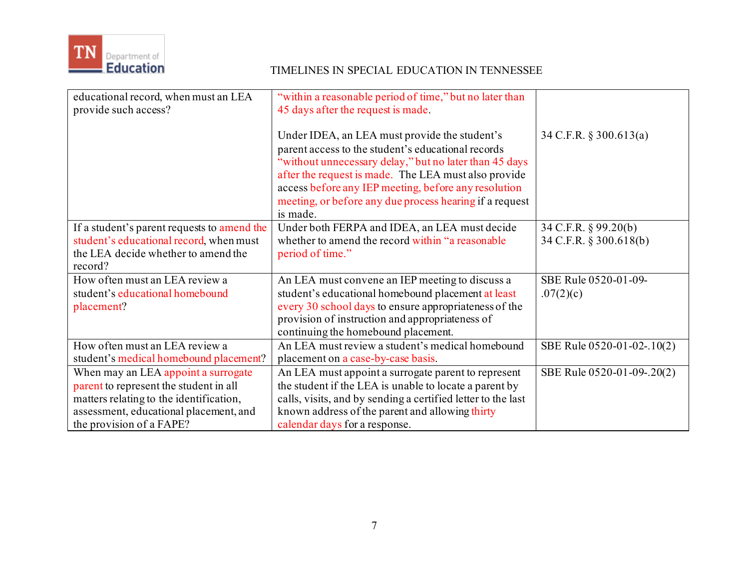| | | |
|---|---|---|
| educational record, when must an LEA provide such access? | "within a reasonable period of time," but no later than 45 days after the request is made.<br><br>Under IDEA, an LEA must provide the student's parent access to the student's educational records "without unnecessary delay," but no later than 45 days after the request is made. The LEA must also provide access before any IEP meeting, before any resolution meeting, or before any due process hearing if a request is made. | <br><br>34 C.F.R. § 300.613(a) |
| If a student's parent requests to amend the student's educational record, when must the LEA decide whether to amend the record? | Under both FERPA and IDEA, an LEA must decide whether to amend the record within "a reasonable period of time." | 34 C.F.R. § 99.20(b)<br>34 C.F.R. § 300.618(b) |
| How often must an LEA review a student's educational homebound placement? | An LEA must convene an IEP meeting to discuss a student's educational homebound placement at least every 30 school days to ensure appropriateness of the provision of instruction and appropriateness of continuing the homebound placement. | SBE Rule 0520-01-09-.07(2)(c) |
| How often must an LEA review a student's medical homebound placement? | An LEA must review a student's medical homebound placement on a case-by-case basis. | SBE Rule 0520-01-02-.10(2) |
| When may an LEA appoint a surrogate parent to represent the student in all matters relating to the identification, assessment, educational placement, and the provision of a FAPE? | An LEA must appoint a surrogate parent to represent the student if the LEA is unable to locate a parent by calls, visits, and by sending a certified letter to the last known address of the parent and allowing thirty calendar days for a response. | SBE Rule 0520-01-09-.20(2) |